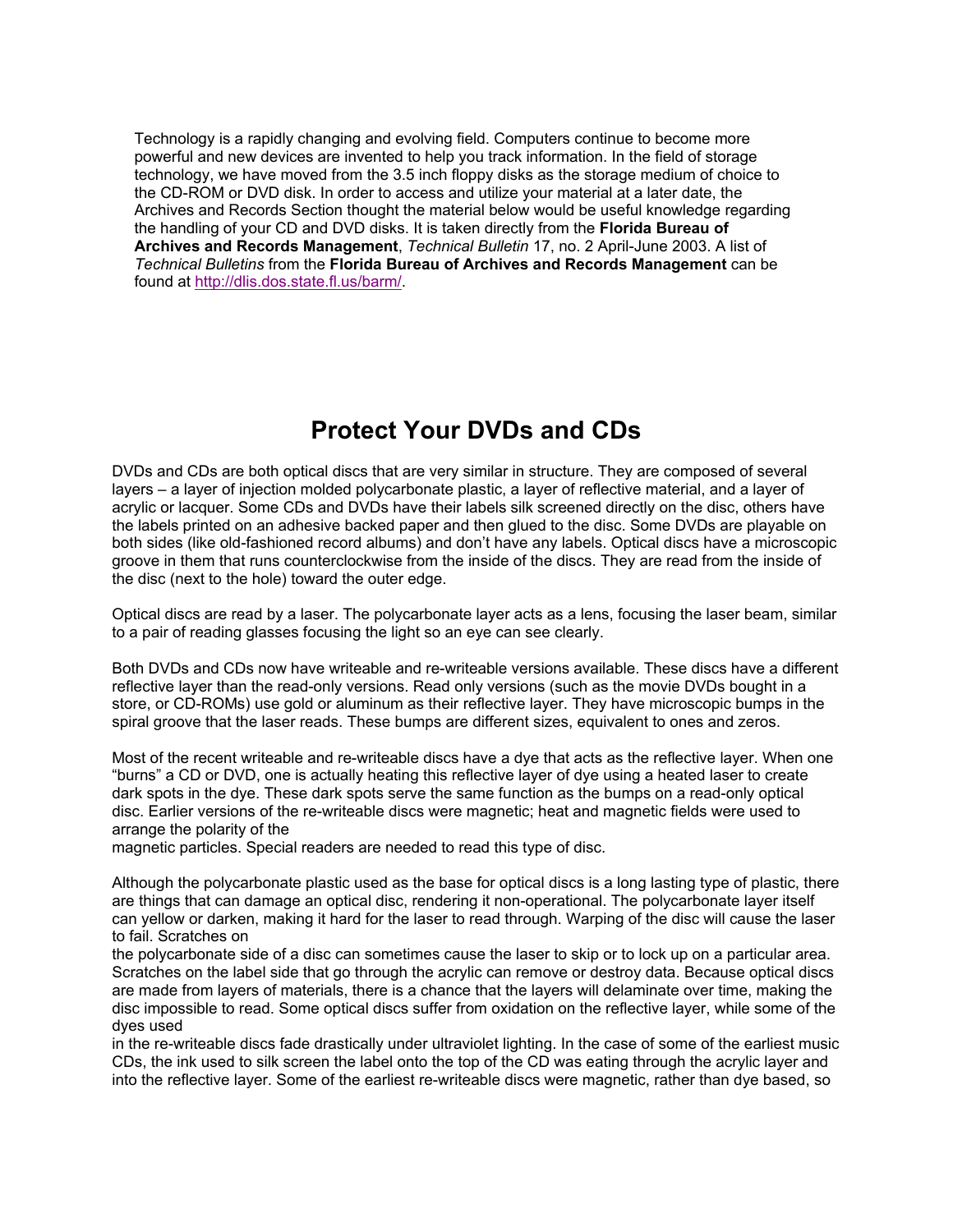Technology is a rapidly changing and evolving field. Computers continue to become more powerful and new devices are invented to help you track information. In the field of storage technology, we have moved from the 3.5 inch floppy disks as the storage medium of choice to the CD-ROM or DVD disk. In order to access and utilize your material at a later date, the Archives and Records Section thought the material below would be useful knowledge regarding the handling of your CD and DVD disks. It is taken directly from the **Florida Bureau of Archives and Records Management**, *Technical Bulletin* 17, no. 2 April-June 2003. A list of *Technical Bulletins* from the **Florida Bureau of Archives and Records Management** can be found at [http://dlis.dos.state.fl.us/barm/](http://dlis.dos.state.fl.us/barm/).

# Protect Your DVDs and CDs

DVDs and CDs are both optical discs that are very similar in structure. They are composed of several layers – a layer of injection molded polycarbonate plastic, a layer of reflective material, and a layer of acrylic or lacquer. Some CDs and DVDs have their labels silk screened directly on the disc, others have the labels printed on an adhesive backed paper and then glued to the disc. Some DVDs are playable on both sides (like old-fashioned record albums) and don't have any labels. Optical discs have a microscopic groove in them that runs counterclockwise from the inside of the discs. They are read from the inside of the disc (next to the hole) toward the outer edge.

Optical discs are read by a laser. The polycarbonate layer acts as a lens, focusing the laser beam, similar to a pair of reading glasses focusing the light so an eye can see clearly.

Both DVDs and CDs now have writeable and re-writeable versions available. These discs have a different reflective layer than the read-only versions. Read only versions (such as the movie DVDs bought in a store, or CD-ROMs) use gold or aluminum as their reflective layer. They have microscopic bumps in the spiral groove that the laser reads. These bumps are different sizes, equivalent to ones and zeros.

Most of the recent writeable and re-writeable discs have a dye that acts as the reflective layer. When one "burns" a CD or DVD, one is actually heating this reflective layer of dye using a heated laser to create dark spots in the dye. These dark spots serve the same function as the bumps on a read-only optical disc. Earlier versions of the re-writeable discs were magnetic; heat and magnetic fields were used to arrange the polarity of the magnetic particles. Special readers are needed to read this type of disc.

Although the polycarbonate plastic used as the base for optical discs is a long lasting type of plastic, there are things that can damage an optical disc, rendering it non-operational. The polycarbonate layer itself can yellow or darken, making it hard for the laser to read through. Warping of the disc will cause the laser to fail. Scratches on the polycarbonate side of a disc can sometimes cause the laser to skip or to lock up on a particular area. Scratches on the label side that go through the acrylic can remove or destroy data. Because optical discs are made from layers of materials, there is a chance that the layers will delaminate over time, making the disc impossible to read. Some optical discs suffer from oxidation on the reflective layer, while some of the dyes used in the re-writeable discs fade drastically under ultraviolet lighting. In the case of some of the earliest music CDs, the ink used to silk screen the label onto the top of the CD was eating through the acrylic layer and into the reflective layer. Some of the earliest re-writeable discs were magnetic, rather than dye based, so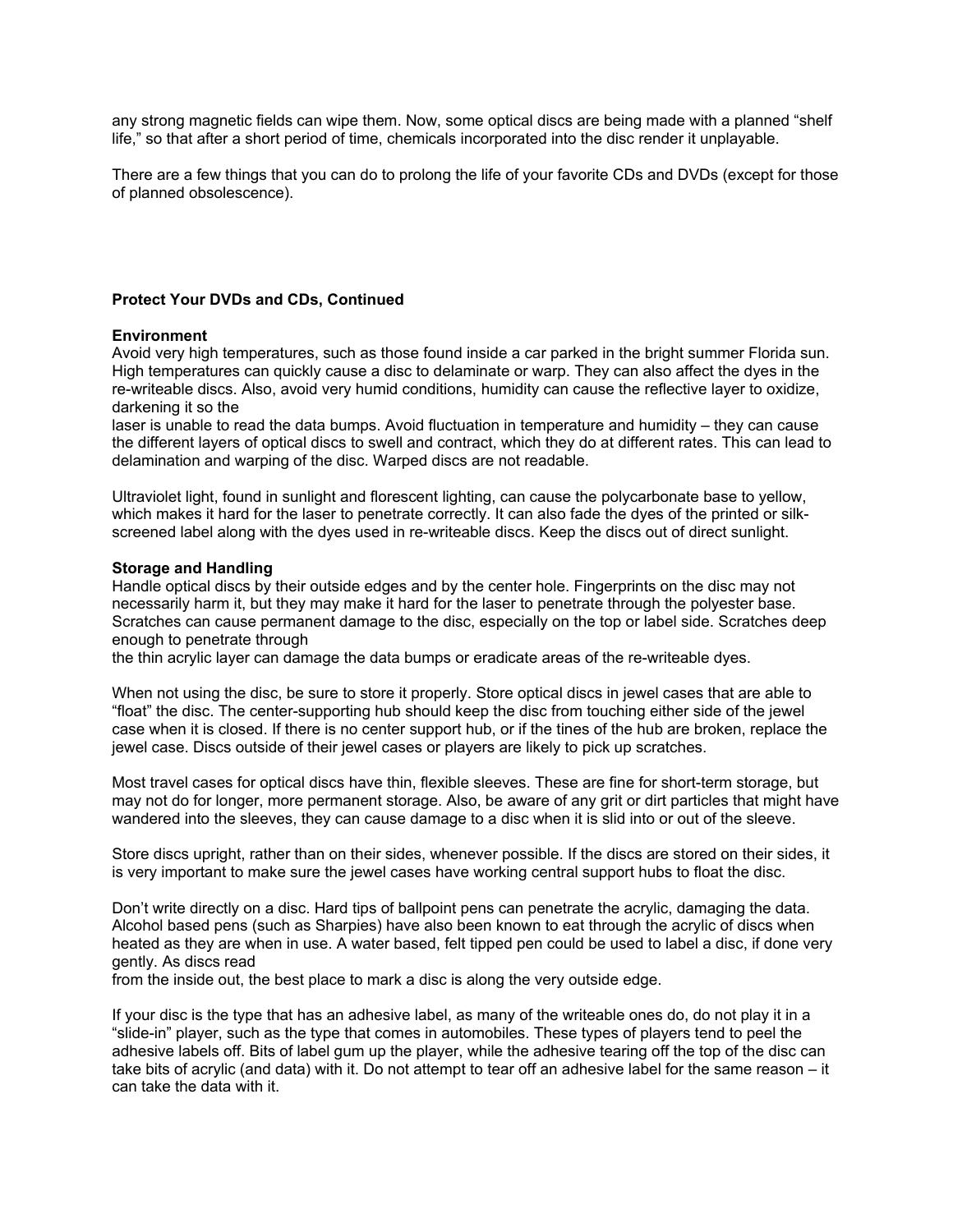any strong magnetic fields can wipe them. Now, some optical discs are being made with a planned "shelf life," so that after a short period of time, chemicals incorporated into the disc render it unplayable.

There are a few things that you can do to prolong the life of your favorite CDs and DVDs (except for those of planned obsolescence).

**Protect Your DVDs and CDs, Continued**

**Environment**

Avoid very high temperatures, such as those found inside a car parked in the bright summer Florida sun. High temperatures can quickly cause a disc to delaminate or warp. They can also affect the dyes in the re-writeable discs. Also, avoid very humid conditions, humidity can cause the reflective layer to oxidize, darkening it so the laser is unable to read the data bumps. Avoid fluctuation in temperature and humidity – they can cause the different layers of optical discs to swell and contract, which they do at different rates. This can lead to delamination and warping of the disc. Warped discs are not readable.

Ultraviolet light, found in sunlight and florescent lighting, can cause the polycarbonate base to yellow, which makes it hard for the laser to penetrate correctly. It can also fade the dyes of the printed or silk-screened label along with the dyes used in re-writeable discs. Keep the discs out of direct sunlight.

**Storage and Handling**

Handle optical discs by their outside edges and by the center hole. Fingerprints on the disc may not necessarily harm it, but they may make it hard for the laser to penetrate through the polyester base. Scratches can cause permanent damage to the disc, especially on the top or label side. Scratches deep enough to penetrate through the thin acrylic layer can damage the data bumps or eradicate areas of the re-writeable dyes.

When not using the disc, be sure to store it properly. Store optical discs in jewel cases that are able to "float" the disc. The center-supporting hub should keep the disc from touching either side of the jewel case when it is closed. If there is no center support hub, or if the tines of the hub are broken, replace the jewel case. Discs outside of their jewel cases or players are likely to pick up scratches.

Most travel cases for optical discs have thin, flexible sleeves. These are fine for short-term storage, but may not do for longer, more permanent storage. Also, be aware of any grit or dirt particles that might have wandered into the sleeves, they can cause damage to a disc when it is slid into or out of the sleeve.

Store discs upright, rather than on their sides, whenever possible. If the discs are stored on their sides, it is very important to make sure the jewel cases have working central support hubs to float the disc.

Don't write directly on a disc. Hard tips of ballpoint pens can penetrate the acrylic, damaging the data. Alcohol based pens (such as Sharpies) have also been known to eat through the acrylic of discs when heated as they are when in use. A water based, felt tipped pen could be used to label a disc, if done very gently. As discs read from the inside out, the best place to mark a disc is along the very outside edge.

If your disc is the type that has an adhesive label, as many of the writeable ones do, do not play it in a "slide-in" player, such as the type that comes in automobiles. These types of players tend to peel the adhesive labels off. Bits of label gum up the player, while the adhesive tearing off the top of the disc can take bits of acrylic (and data) with it. Do not attempt to tear off an adhesive label for the same reason – it can take the data with it.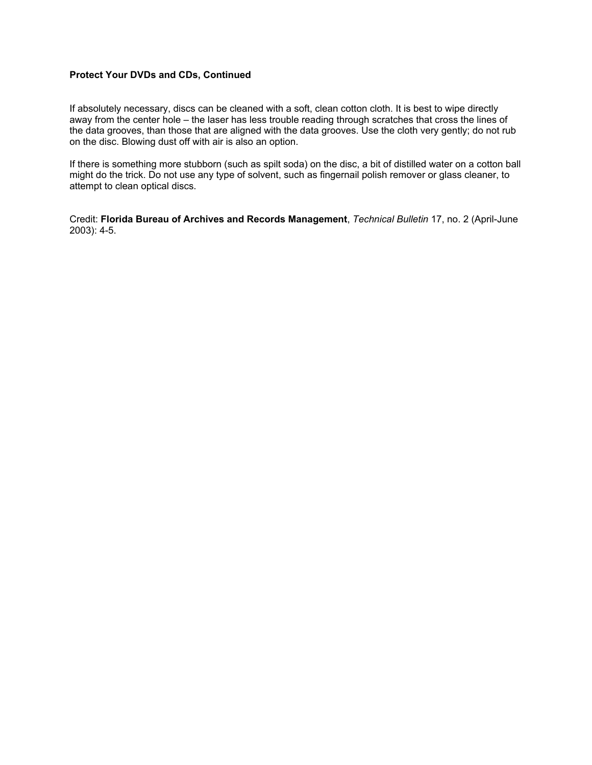**Protect Your DVDs and CDs, Continued**

If absolutely necessary, discs can be cleaned with a soft, clean cotton cloth. It is best to wipe directly away from the center hole – the laser has less trouble reading through scratches that cross the lines of the data grooves, than those that are aligned with the data grooves. Use the cloth very gently; do not rub on the disc. Blowing dust off with air is also an option.

If there is something more stubborn (such as spilt soda) on the disc, a bit of distilled water on a cotton ball might do the trick. Do not use any type of solvent, such as fingernail polish remover or glass cleaner, to attempt to clean optical discs.

Credit: **Florida Bureau of Archives and Records Management**, *Technical Bulletin* 17, no. 2 (April-June 2003): 4-5.